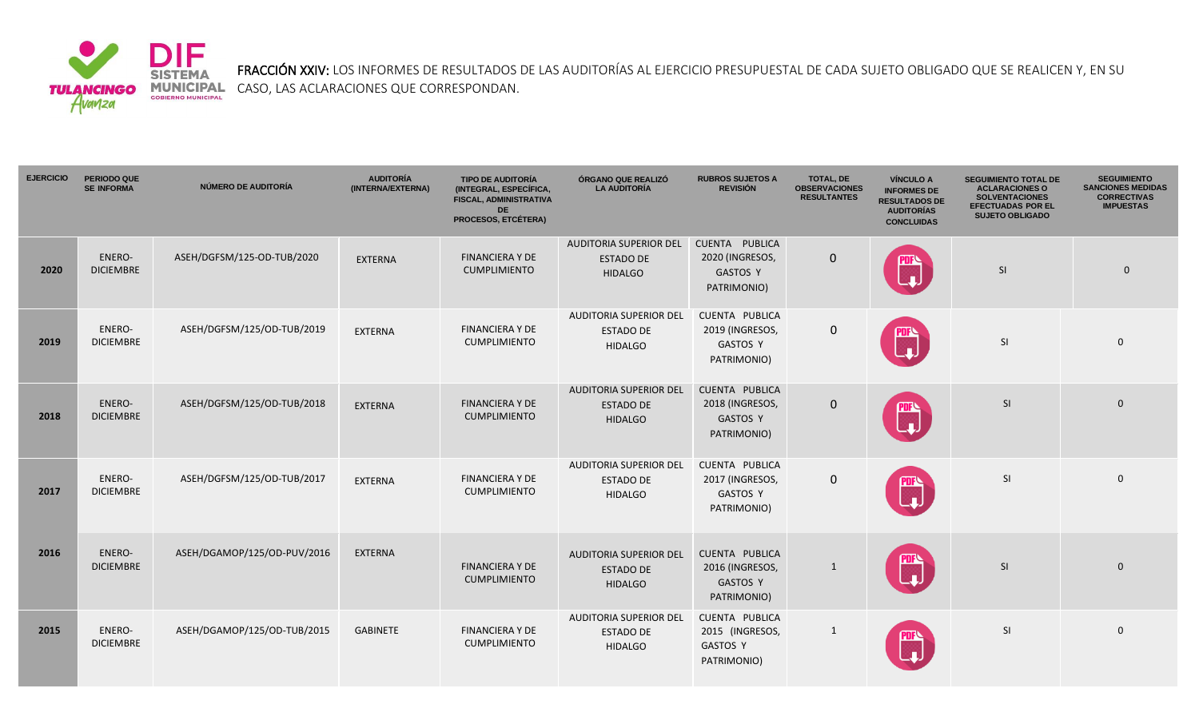**FRACCIÓN XXIV:** LOS INFORMES DE RESULTADOS DE LAS AUDITORÍAS AL EJERCICIO PRESUPUESTAL DE CADA SUJETO OBLIGADO QUE SE REALICEN Y, EN SU CASO, LAS ACLARACIONES QUE CORRESPONDAN.

| EJERCICIO | PERIODO QUE SE INFORMA | NÚMERO DE AUDITORÍA | AUDITORÍA (INTERNA/EXTERNA) | TIPO DE AUDITORÍA (INTEGRAL, ESPECÍFICA, FISCAL, ADMINISTRATIVA DE PROCESOS, ETCÉTERA) | ÓRGANO QUE REALIZÓ LA AUDITORÍA | RUBROS SUJETOS A REVISIÓN | TOTAL, DE OBSERVACIONES RESULTANTES | VÍNCULO A INFORMES DE RESULTADOS DE AUDITORÍAS CONCLUIDAS | SEGUIMIENTO TOTAL DE ACLARACIONES O SOLVENTACIONES EFECTUADAS POR EL SUJETO OBLIGADO | SEGUIMIENTO SANCIONES MEDIDAS CORRECTIVAS IMPUESTAS |
|---|---|---|---|---|---|---|---|---|---|---|
| **2020** | ENERO-DICIEMBRE | ASEH/DGFSM/125-OD-TUB/2020 | EXTERNA | FINANCIERA Y DE CUMPLIMIENTO | AUDITORIA SUPERIOR DEL ESTADO DE HIDALGO | CUENTA PUBLICA 2020 (INGRESOS, GASTOS Y PATRIMONIO) | 0 | PDF | SI | 0 |
| **2019** | ENERO-DICIEMBRE | ASEH/DGFSM/125/OD-TUB/2019 | EXTERNA | FINANCIERA Y DE CUMPLIMIENTO | AUDITORIA SUPERIOR DEL ESTADO DE HIDALGO | CUENTA PUBLICA 2019 (INGRESOS, GASTOS Y PATRIMONIO) | 0 | PDF | SI | 0 |
| **2018** | ENERO-DICIEMBRE | ASEH/DGFSM/125/OD-TUB/2018 | EXTERNA | FINANCIERA Y DE CUMPLIMIENTO | AUDITORIA SUPERIOR DEL ESTADO DE HIDALGO | CUENTA PUBLICA 2018 (INGRESOS, GASTOS Y PATRIMONIO) | 0 | PDF | SI | 0 |
| **2017** | ENERO-DICIEMBRE | ASEH/DGFSM/125/OD-TUB/2017 | EXTERNA | FINANCIERA Y DE CUMPLIMIENTO | AUDITORIA SUPERIOR DEL ESTADO DE HIDALGO | CUENTA PUBLICA 2017 (INGRESOS, GASTOS Y PATRIMONIO) | 0 | PDF | SI | 0 |
| **2016** | ENERO-DICIEMBRE | ASEH/DGAMOP/125/OD-PUV/2016 | EXTERNA | FINANCIERA Y DE CUMPLIMIENTO | AUDITORIA SUPERIOR DEL ESTADO DE HIDALGO | CUENTA PUBLICA 2016 (INGRESOS, GASTOS Y PATRIMONIO) | 1 | PDF | SI | 0 |
| **2015** | ENERO-DICIEMBRE | ASEH/DGAMOP/125/OD-TUB/2015 | GABINETE | FINANCIERA Y DE CUMPLIMIENTO | AUDITORIA SUPERIOR DEL ESTADO DE HIDALGO | CUENTA PUBLICA 2015 (INGRESOS, GASTOS Y PATRIMONIO) | 1 | PDF | SI | 0 |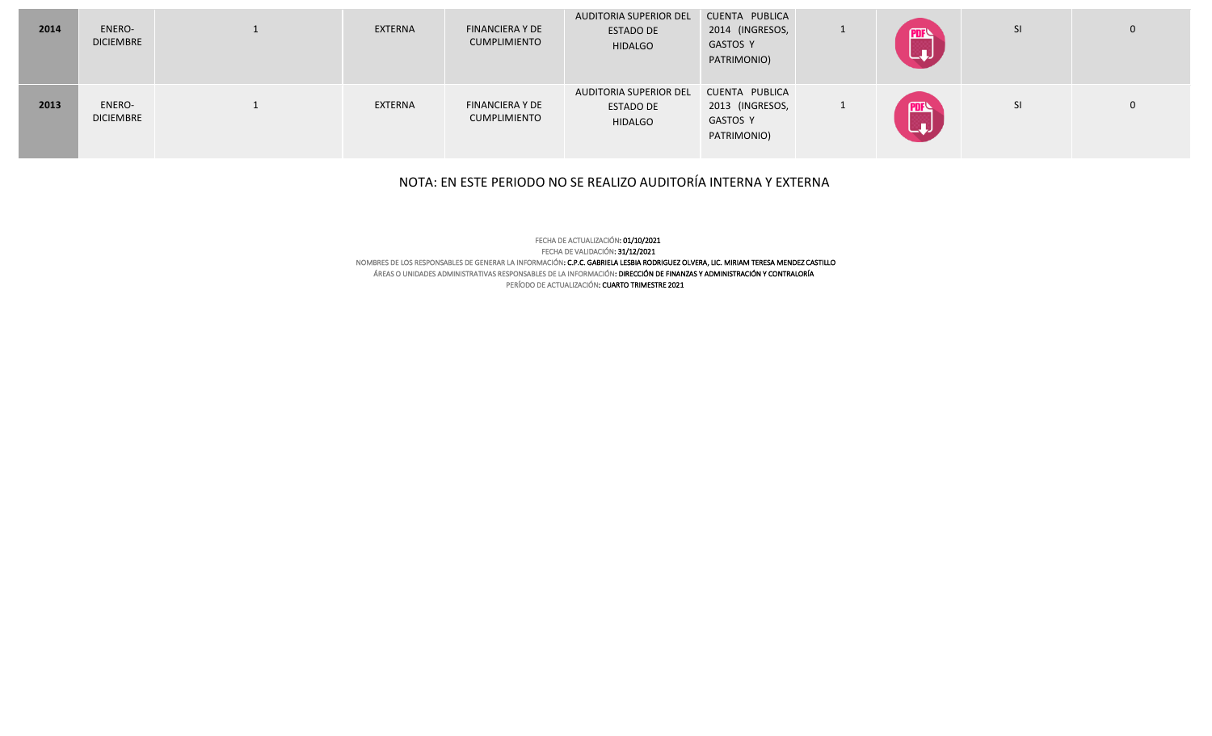| | | | | | | | | | | |
|---|---|---|---|---|---|---|---|---|---|---|
| **2014** | ENERO-DICIEMBRE | 1 | EXTERNA | FINANCIERA Y DE CUMPLIMIENTO | AUDITORIA SUPERIOR DEL ESTADO DE HIDALGO | CUENTA PUBLICA 2014 (INGRESOS, GASTOS Y PATRIMONIO) | 1 | PDF | SI | 0 |
| **2013** | ENERO-DICIEMBRE | 1 | EXTERNA | FINANCIERA Y DE CUMPLIMIENTO | AUDITORIA SUPERIOR DEL ESTADO DE HIDALGO | CUENTA PUBLICA 2013 (INGRESOS, GASTOS Y PATRIMONIO) | 1 | PDF | SI | 0 |

NOTA: EN ESTE PERIODO NO SE REALIZO AUDITORÍA INTERNA Y EXTERNA

FECHA DE ACTUALIZACIÓN: **01/10/2021**
FECHA DE VALIDACIÓN: **31/12/2021**
NOMBRES DE LOS RESPONSABLES DE GENERAR LA INFORMACIÓN: **C.P.C. GABRIELA LESBIA RODRIGUEZ OLVERA, LIC. MIRIAM TERESA MENDEZ CASTILLO**
ÁREAS O UNIDADES ADMINISTRATIVAS RESPONSABLES DE LA INFORMACIÓN: **DIRECCIÓN DE FINANZAS Y ADMINISTRACIÓN Y CONTRALORÍA**
PERÍODO DE ACTUALIZACIÓN: **CUARTO TRIMESTRE 2021**